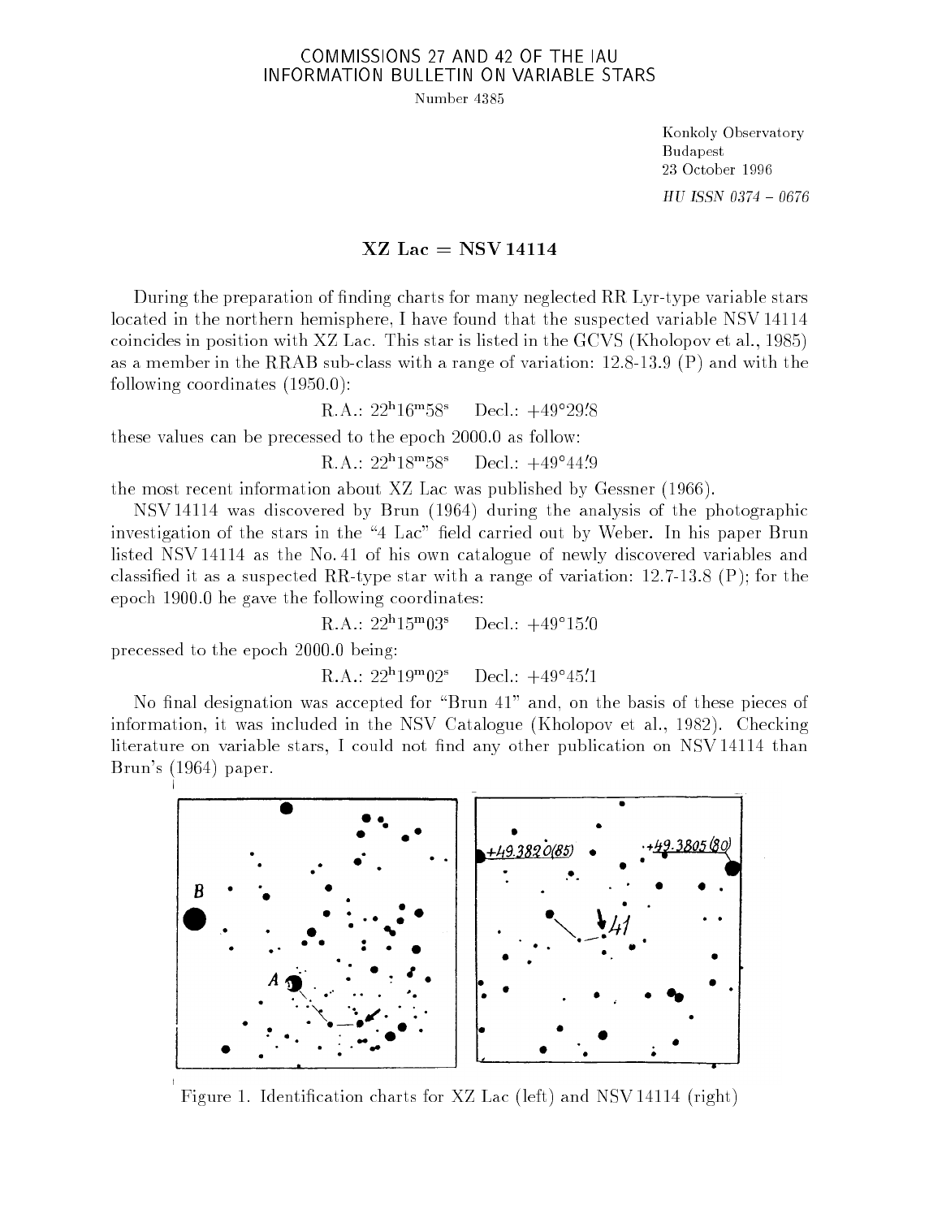COMMISSIONS 27 AND 42 OF THE IAU
INFORMATION BULLETIN ON VARIABLE STARS

Number 4385

Konkoly Observatory
Budapest
23 October 1996

*HU ISSN 0374 – 0676*

## XZ Lac = NSV 14114

During the preparation of finding charts for many neglected RR Lyr-type variable stars located in the northern hemisphere, I have found that the suspected variable NSV 14114 coincides in position with XZ Lac. This star is listed in the GCVS (Kholopov et al., 1985) as a member in the RRAB sub-class with a range of variation: 12.8-13.9 (P) and with the following coordinates (1950.0):

$$\text{R.A.: } 22^h16^m58^s \quad \text{Decl.: } +49^\circ 29'.8$$

these values can be precessed to the epoch 2000.0 as follow:

$$\text{R.A.: } 22^h18^m58^s \quad \text{Decl.: } +49^\circ 44'.9$$

the most recent information about XZ Lac was published by Gessner (1966).

NSV 14114 was discovered by Brun (1964) during the analysis of the photographic investigation of the stars in the "4 Lac" field carried out by Weber. In his paper Brun listed NSV 14114 as the No. 41 of his own catalogue of newly discovered variables and classified it as a suspected RR-type star with a range of variation: 12.7-13.8 (P); for the epoch 1900.0 he gave the following coordinates:

$$\text{R.A.: } 22^h15^m03^s \quad \text{Decl.: } +49^\circ 15'.0$$

precessed to the epoch 2000.0 being:

$$\text{R.A.: } 22^h19^m02^s \quad \text{Decl.: } +49^\circ 45'.1$$

No final designation was accepted for "Brun 41" and, on the basis of these pieces of information, it was included in the NSV Catalogue (Kholopov et al., 1982). Checking literature on variable stars, I could not find any other publication on NSV 14114 than Brun's (1964) paper.

Figure 1. Identification charts for XZ Lac (left) and NSV 14114 (right)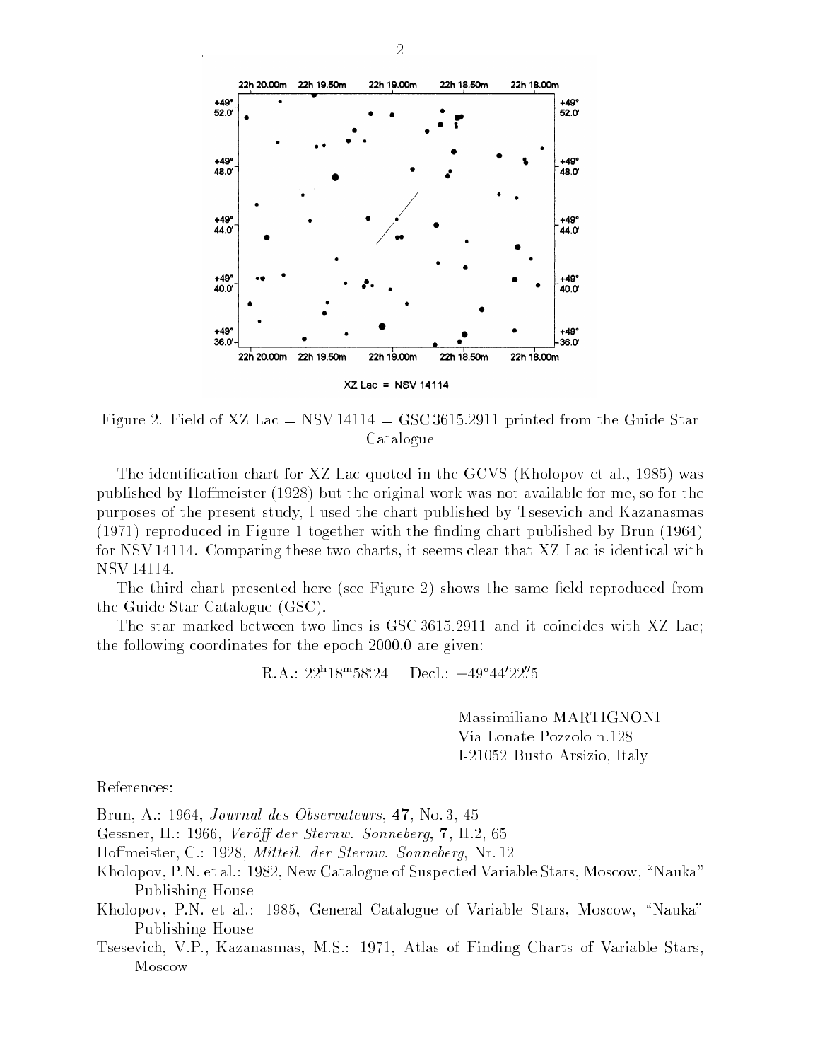22h 20.00m 22h 19.50m 22h 19.00m 22h 18.50m 22h 18.00m

+49° 52.0'

+49° 48.0'

+49° 44.0'

+49° 40.0'

+49° 36.0'

XZ Lac = NSV 14114

Figure 2. Field of XZ Lac = NSV 14114 = GSC 3615.2911 printed from the Guide Star Catalogue

The identification chart for XZ Lac quoted in the GCVS (Kholopov et al., 1985) was published by Hoffmeister (1928) but the original work was not available for me, so for the purposes of the present study, I used the chart published by Tsesevich and Kazanasmas (1971) reproduced in Figure 1 together with the finding chart published by Brun (1964) for NSV 14114. Comparing these two charts, it seems clear that XZ Lac is identical with NSV 14114.

The third chart presented here (see Figure 2) shows the same field reproduced from the Guide Star Catalogue (GSC).

The star marked between two lines is GSC 3615.2911 and it coincides with XZ Lac; the following coordinates for the epoch 2000.0 are given:

$$\text{R.A.: } 22^{\text{h}}18^{\text{m}}58\overset{\text{s}}{.}24 \quad \text{Decl.: } +49^{\circ}44'22\overset{''}{.}5$$

Massimiliano MARTIGNONI
Via Lonate Pozzolo n.128
I-21052 Busto Arsizio, Italy

References:

Brun, A.: 1964, *Journal des Observateurs*, **47**, No. 3, 45

Gessner, H.: 1966, *Veröff der Sternw. Sonneberg*, **7**, H.2, 65

Hoffmeister, C.: 1928, *Mitteil. der Sternw. Sonneberg*, Nr. 12

Kholopov, P.N. et al.: 1982, New Catalogue of Suspected Variable Stars, Moscow, "Nauka" Publishing House

Kholopov, P.N. et al.: 1985, General Catalogue of Variable Stars, Moscow, "Nauka" Publishing House

Tsesevich, V.P., Kazanasmas, M.S.: 1971, Atlas of Finding Charts of Variable Stars, Moscow